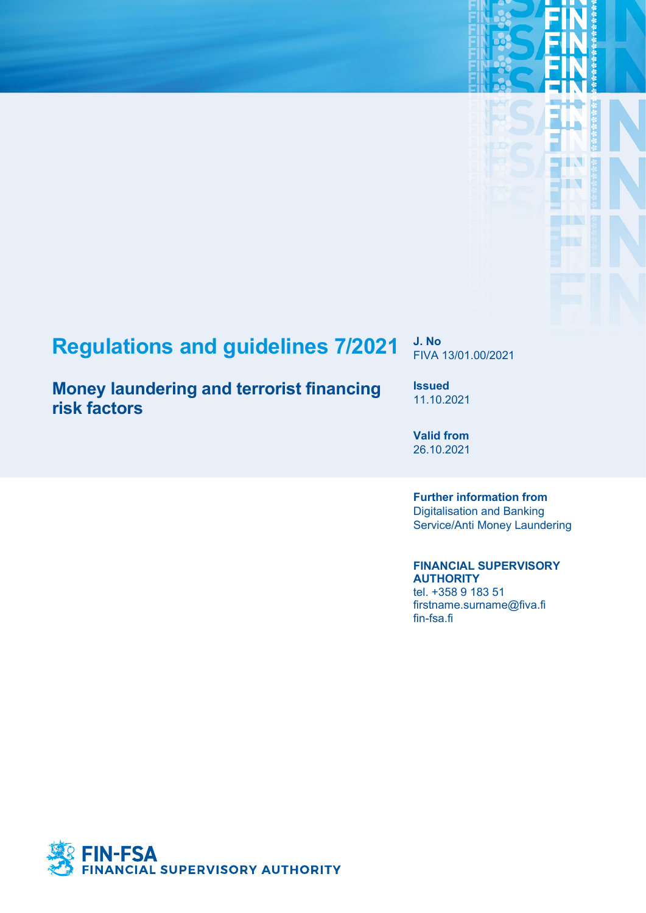# Regulations and guidelines 7/2021

## Money laundering and terrorist financing risk factors

**J. No**
FIVA 13/01.00/2021

**Issued**
11.10.2021

**Valid from**
26.10.2021

**Further information from**
Digitalisation and Banking Service/Anti Money Laundering

**FINANCIAL SUPERVISORY AUTHORITY**
tel. +358 9 183 51
firstname.surname@fiva.fi
fin-fsa.fi

FIN-FSA
FINANCIAL SUPERVISORY AUTHORITY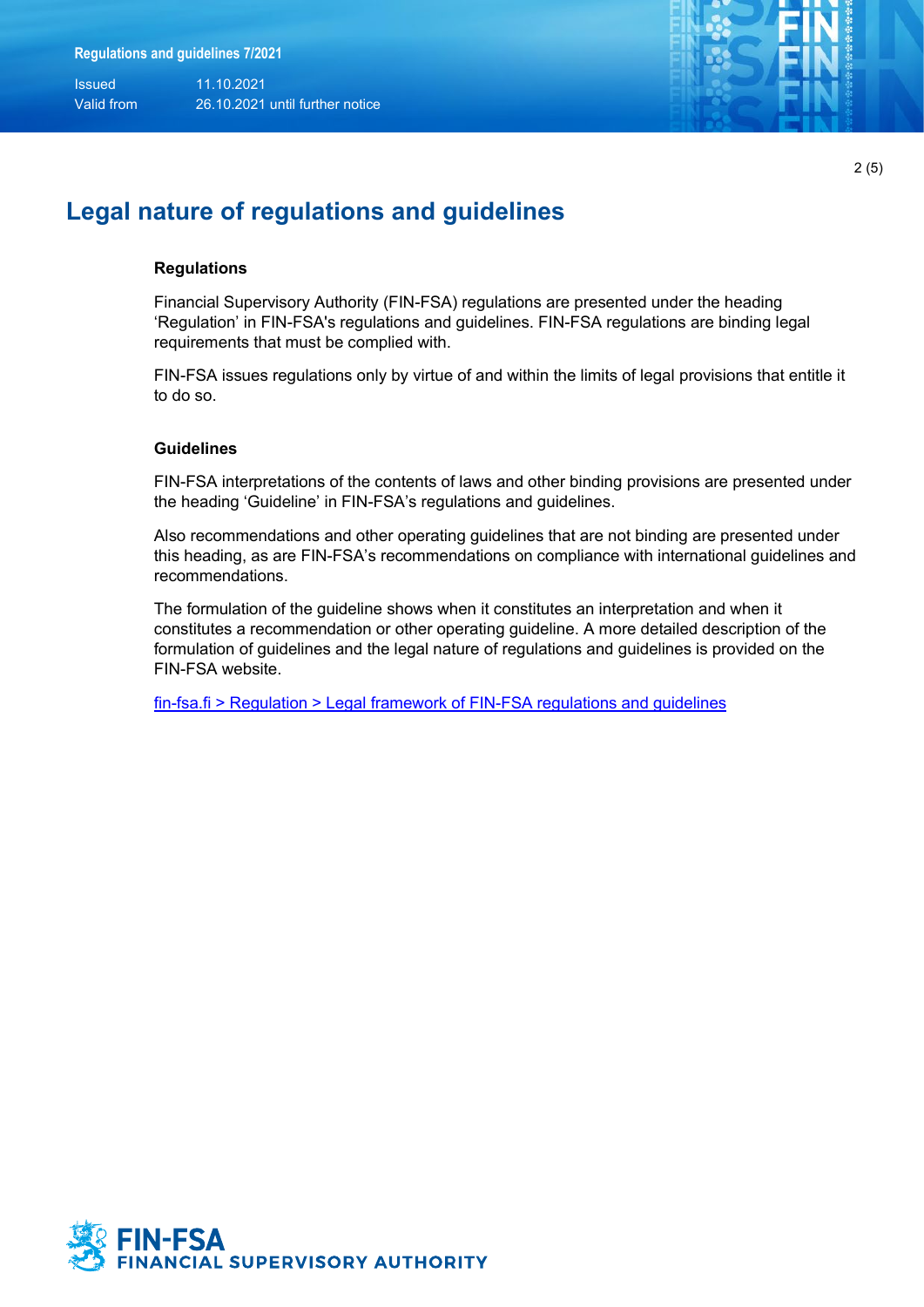# Legal nature of regulations and guidelines

### Regulations

Financial Supervisory Authority (FIN-FSA) regulations are presented under the heading 'Regulation' in FIN-FSA's regulations and guidelines. FIN-FSA regulations are binding legal requirements that must be complied with.

FIN-FSA issues regulations only by virtue of and within the limits of legal provisions that entitle it to do so.

### Guidelines

FIN-FSA interpretations of the contents of laws and other binding provisions are presented under the heading 'Guideline' in FIN-FSA's regulations and guidelines.

Also recommendations and other operating guidelines that are not binding are presented under this heading, as are FIN-FSA's recommendations on compliance with international guidelines and recommendations.

The formulation of the guideline shows when it constitutes an interpretation and when it constitutes a recommendation or other operating guideline. A more detailed description of the formulation of guidelines and the legal nature of regulations and guidelines is provided on the FIN-FSA website.

fin-fsa.fi > Regulation > Legal framework of FIN-FSA regulations and guidelines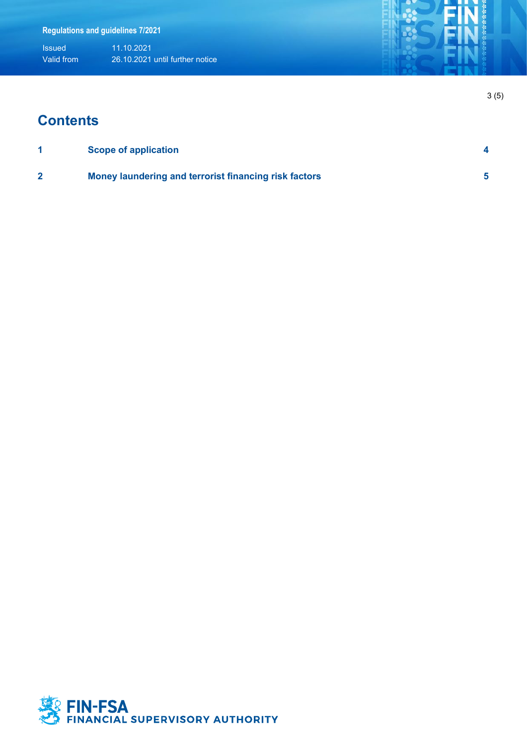# Contents

| | | |
|---|---|---|
| 1 | Scope of application | 4 |
| 2 | Money laundering and terrorist financing risk factors | 5 |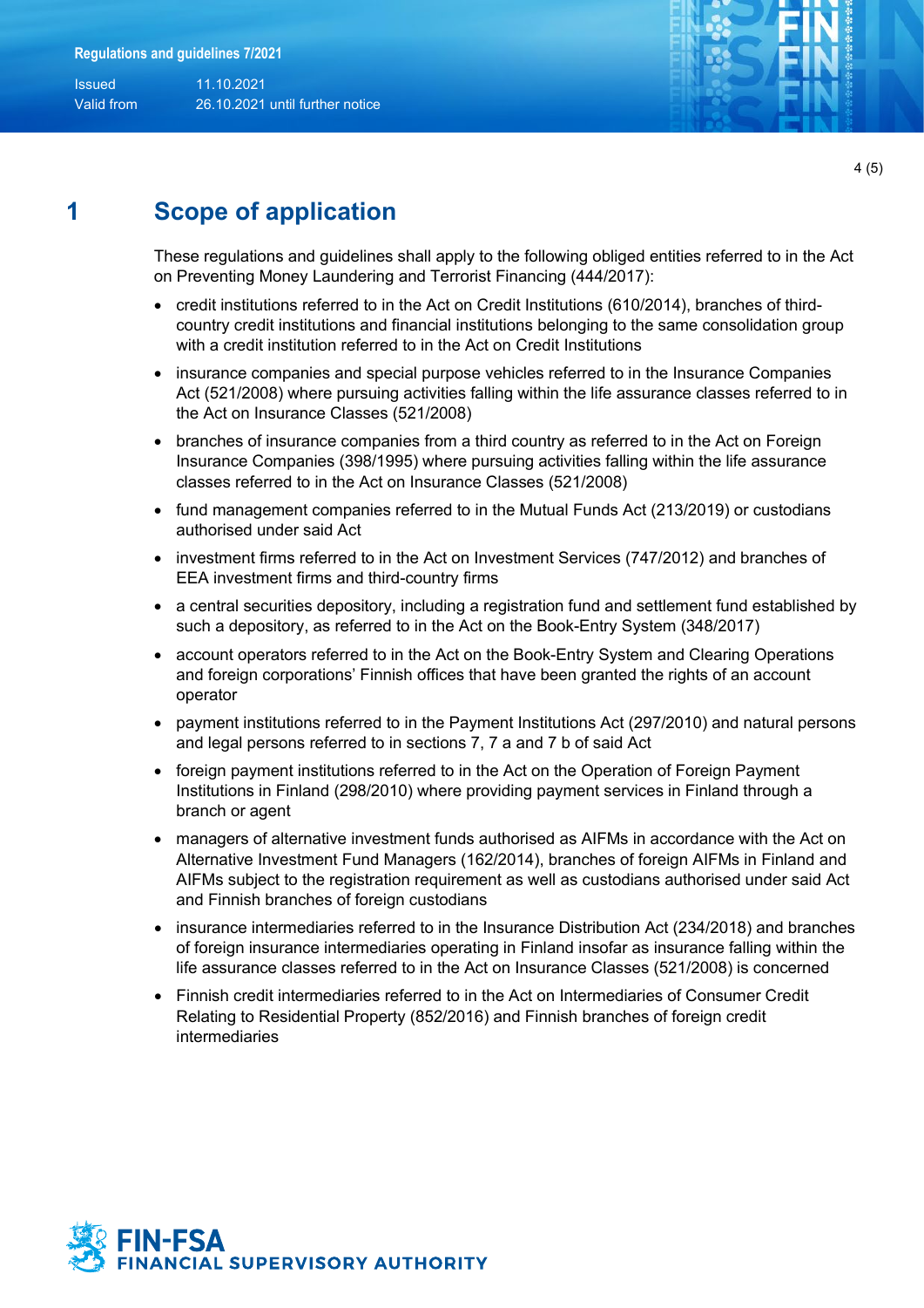# 1 Scope of application

These regulations and guidelines shall apply to the following obliged entities referred to in the Act on Preventing Money Laundering and Terrorist Financing (444/2017):

- credit institutions referred to in the Act on Credit Institutions (610/2014), branches of third-country credit institutions and financial institutions belonging to the same consolidation group with a credit institution referred to in the Act on Credit Institutions
- insurance companies and special purpose vehicles referred to in the Insurance Companies Act (521/2008) where pursuing activities falling within the life assurance classes referred to in the Act on Insurance Classes (521/2008)
- branches of insurance companies from a third country as referred to in the Act on Foreign Insurance Companies (398/1995) where pursuing activities falling within the life assurance classes referred to in the Act on Insurance Classes (521/2008)
- fund management companies referred to in the Mutual Funds Act (213/2019) or custodians authorised under said Act
- investment firms referred to in the Act on Investment Services (747/2012) and branches of EEA investment firms and third-country firms
- a central securities depository, including a registration fund and settlement fund established by such a depository, as referred to in the Act on the Book-Entry System (348/2017)
- account operators referred to in the Act on the Book-Entry System and Clearing Operations and foreign corporations' Finnish offices that have been granted the rights of an account operator
- payment institutions referred to in the Payment Institutions Act (297/2010) and natural persons and legal persons referred to in sections 7, 7 a and 7 b of said Act
- foreign payment institutions referred to in the Act on the Operation of Foreign Payment Institutions in Finland (298/2010) where providing payment services in Finland through a branch or agent
- managers of alternative investment funds authorised as AIFMs in accordance with the Act on Alternative Investment Fund Managers (162/2014), branches of foreign AIFMs in Finland and AIFMs subject to the registration requirement as well as custodians authorised under said Act and Finnish branches of foreign custodians
- insurance intermediaries referred to in the Insurance Distribution Act (234/2018) and branches of foreign insurance intermediaries operating in Finland insofar as insurance falling within the life assurance classes referred to in the Act on Insurance Classes (521/2008) is concerned
- Finnish credit intermediaries referred to in the Act on Intermediaries of Consumer Credit Relating to Residential Property (852/2016) and Finnish branches of foreign credit intermediaries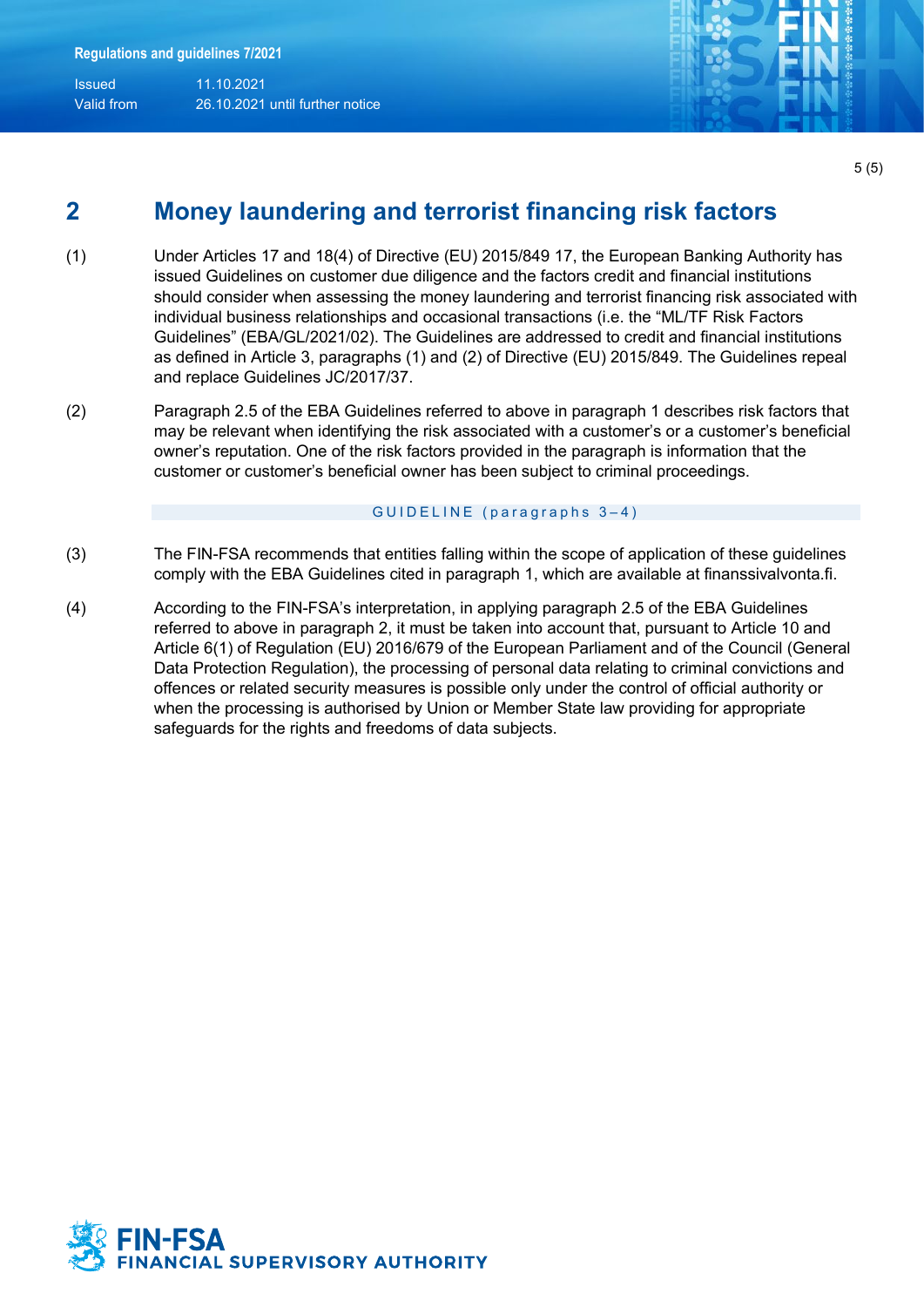## 2 Money laundering and terrorist financing risk factors

(1) Under Articles 17 and 18(4) of Directive (EU) 2015/849 17, the European Banking Authority has issued Guidelines on customer due diligence and the factors credit and financial institutions should consider when assessing the money laundering and terrorist financing risk associated with individual business relationships and occasional transactions (i.e. the "ML/TF Risk Factors Guidelines" (EBA/GL/2021/02). The Guidelines are addressed to credit and financial institutions as defined in Article 3, paragraphs (1) and (2) of Directive (EU) 2015/849. The Guidelines repeal and replace Guidelines JC/2017/37.

(2) Paragraph 2.5 of the EBA Guidelines referred to above in paragraph 1 describes risk factors that may be relevant when identifying the risk associated with a customer's or a customer's beneficial owner's reputation. One of the risk factors provided in the paragraph is information that the customer or customer's beneficial owner has been subject to criminal proceedings.

GUIDELINE (paragraphs 3–4)

(3) The FIN-FSA recommends that entities falling within the scope of application of these guidelines comply with the EBA Guidelines cited in paragraph 1, which are available at finanssivalvonta.fi.

(4) According to the FIN-FSA's interpretation, in applying paragraph 2.5 of the EBA Guidelines referred to above in paragraph 2, it must be taken into account that, pursuant to Article 10 and Article 6(1) of Regulation (EU) 2016/679 of the European Parliament and of the Council (General Data Protection Regulation), the processing of personal data relating to criminal convictions and offences or related security measures is possible only under the control of official authority or when the processing is authorised by Union or Member State law providing for appropriate safeguards for the rights and freedoms of data subjects.